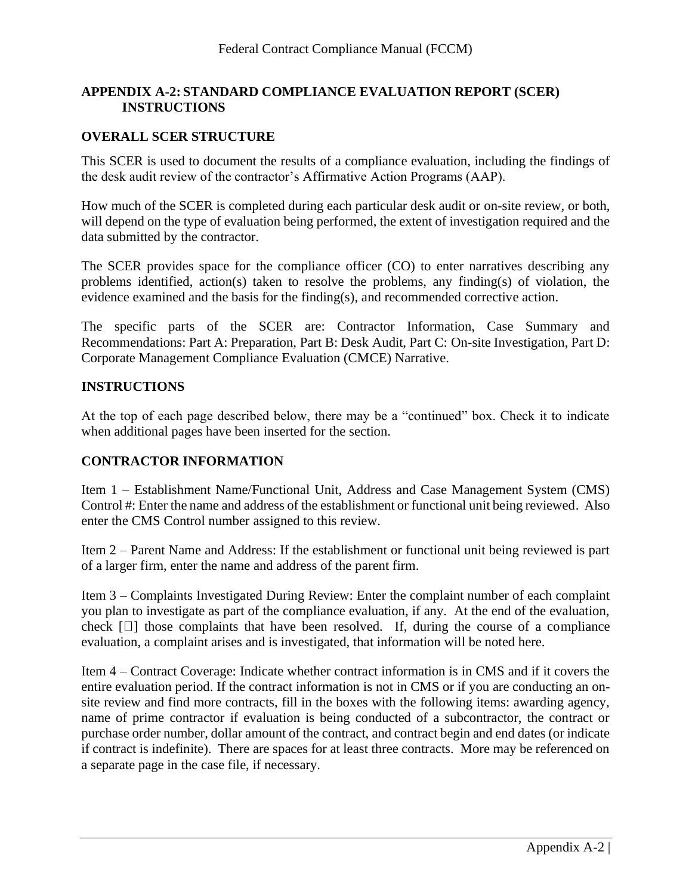## APPENDIX A-2: STANDARD COMPLIANCE EVALUATION REPORT (SCER) INSTRUCTIONS

### OVERALL SCER STRUCTURE

This SCER is used to document the results of a compliance evaluation, including the findings of the desk audit review of the contractor's Affirmative Action Programs (AAP).

How much of the SCER is completed during each particular desk audit or on-site review, or both, will depend on the type of evaluation being performed, the extent of investigation required and the data submitted by the contractor.

The SCER provides space for the compliance officer (CO) to enter narratives describing any problems identified, action(s) taken to resolve the problems, any finding(s) of violation, the evidence examined and the basis for the finding(s), and recommended corrective action.

The specific parts of the SCER are: Contractor Information, Case Summary and Recommendations: Part A: Preparation, Part B: Desk Audit, Part C: On-site Investigation, Part D: Corporate Management Compliance Evaluation (CMCE) Narrative.

### INSTRUCTIONS

At the top of each page described below, there may be a "continued" box. Check it to indicate when additional pages have been inserted for the section.

### CONTRACTOR INFORMATION

Item 1 – Establishment Name/Functional Unit, Address and Case Management System (CMS) Control #: Enter the name and address of the establishment or functional unit being reviewed. Also enter the CMS Control number assigned to this review.

Item 2 – Parent Name and Address: If the establishment or functional unit being reviewed is part of a larger firm, enter the name and address of the parent firm.

Item 3 – Complaints Investigated During Review: Enter the complaint number of each complaint you plan to investigate as part of the compliance evaluation, if any. At the end of the evaluation, check [☐] those complaints that have been resolved. If, during the course of a compliance evaluation, a complaint arises and is investigated, that information will be noted here.

Item 4 – Contract Coverage: Indicate whether contract information is in CMS and if it covers the entire evaluation period. If the contract information is not in CMS or if you are conducting an on-site review and find more contracts, fill in the boxes with the following items: awarding agency, name of prime contractor if evaluation is being conducted of a subcontractor, the contract or purchase order number, dollar amount of the contract, and contract begin and end dates (or indicate if contract is indefinite). There are spaces for at least three contracts. More may be referenced on a separate page in the case file, if necessary.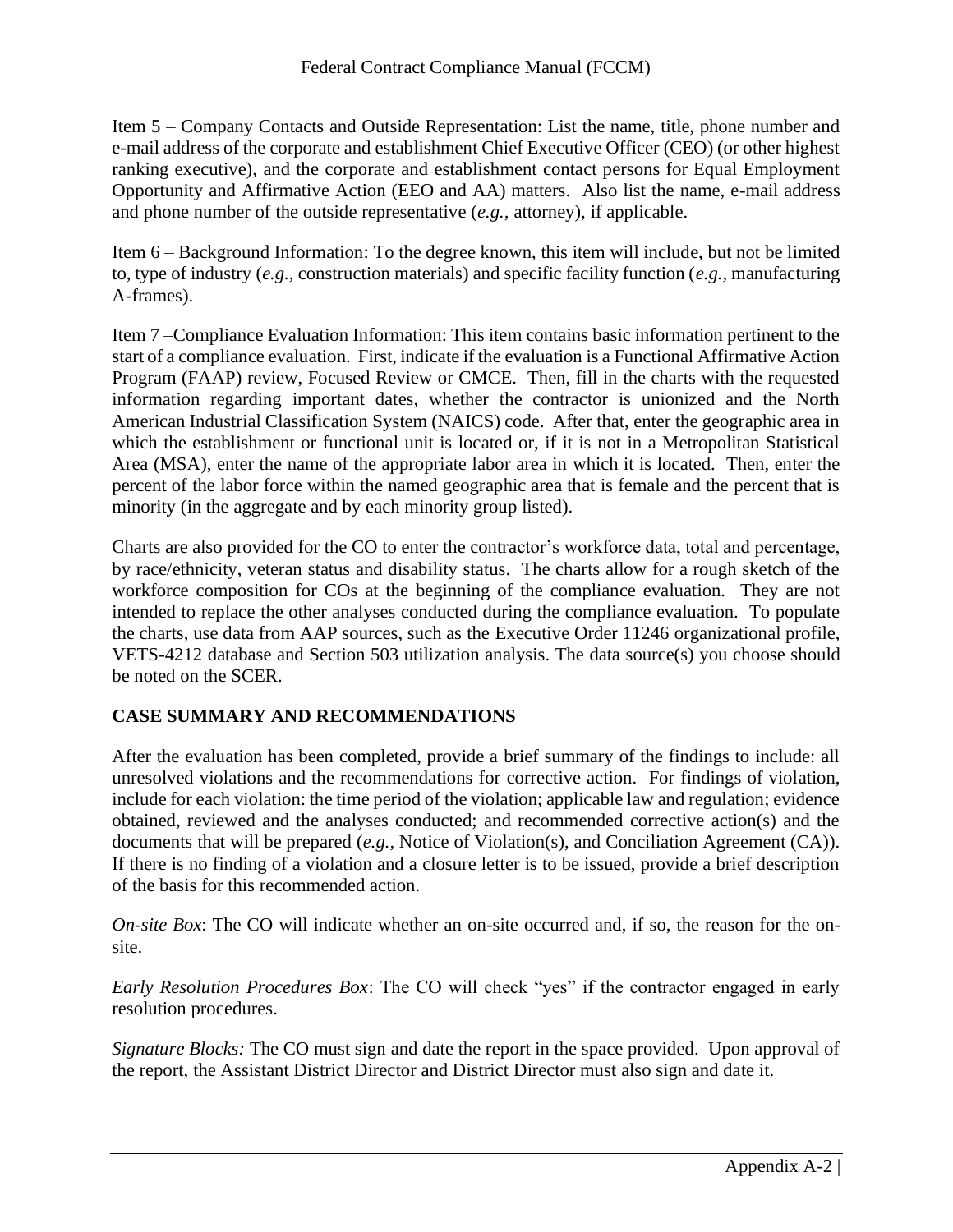Item 5 – Company Contacts and Outside Representation: List the name, title, phone number and e-mail address of the corporate and establishment Chief Executive Officer (CEO) (or other highest ranking executive), and the corporate and establishment contact persons for Equal Employment Opportunity and Affirmative Action (EEO and AA) matters. Also list the name, e-mail address and phone number of the outside representative (*e.g.,* attorney), if applicable.

Item 6 – Background Information: To the degree known, this item will include, but not be limited to, type of industry (*e.g.,* construction materials) and specific facility function (*e.g.,* manufacturing A-frames).

Item 7 –Compliance Evaluation Information: This item contains basic information pertinent to the start of a compliance evaluation. First, indicate if the evaluation is a Functional Affirmative Action Program (FAAP) review, Focused Review or CMCE. Then, fill in the charts with the requested information regarding important dates, whether the contractor is unionized and the North American Industrial Classification System (NAICS) code. After that, enter the geographic area in which the establishment or functional unit is located or, if it is not in a Metropolitan Statistical Area (MSA), enter the name of the appropriate labor area in which it is located. Then, enter the percent of the labor force within the named geographic area that is female and the percent that is minority (in the aggregate and by each minority group listed).

Charts are also provided for the CO to enter the contractor's workforce data, total and percentage, by race/ethnicity, veteran status and disability status. The charts allow for a rough sketch of the workforce composition for COs at the beginning of the compliance evaluation. They are not intended to replace the other analyses conducted during the compliance evaluation. To populate the charts, use data from AAP sources, such as the Executive Order 11246 organizational profile, VETS-4212 database and Section 503 utilization analysis. The data source(s) you choose should be noted on the SCER.

## CASE SUMMARY AND RECOMMENDATIONS

After the evaluation has been completed, provide a brief summary of the findings to include: all unresolved violations and the recommendations for corrective action. For findings of violation, include for each violation: the time period of the violation; applicable law and regulation; evidence obtained, reviewed and the analyses conducted; and recommended corrective action(s) and the documents that will be prepared (*e.g.,* Notice of Violation(s), and Conciliation Agreement (CA)). If there is no finding of a violation and a closure letter is to be issued, provide a brief description of the basis for this recommended action.

*On-site Box*: The CO will indicate whether an on-site occurred and, if so, the reason for the on-site.

*Early Resolution Procedures Box*: The CO will check "yes" if the contractor engaged in early resolution procedures.

*Signature Blocks:* The CO must sign and date the report in the space provided. Upon approval of the report, the Assistant District Director and District Director must also sign and date it.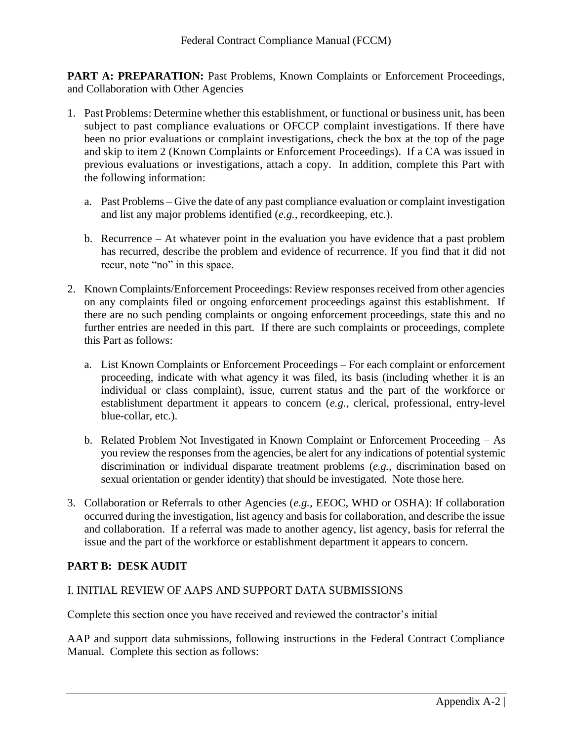**PART A: PREPARATION:** Past Problems, Known Complaints or Enforcement Proceedings, and Collaboration with Other Agencies

1. Past Problems: Determine whether this establishment, or functional or business unit, has been subject to past compliance evaluations or OFCCP complaint investigations. If there have been no prior evaluations or complaint investigations, check the box at the top of the page and skip to item 2 (Known Complaints or Enforcement Proceedings). If a CA was issued in previous evaluations or investigations, attach a copy. In addition, complete this Part with the following information:

   a. Past Problems – Give the date of any past compliance evaluation or complaint investigation and list any major problems identified (*e.g.,* recordkeeping, etc.).

   b. Recurrence – At whatever point in the evaluation you have evidence that a past problem has recurred, describe the problem and evidence of recurrence. If you find that it did not recur, note "no" in this space.

2. Known Complaints/Enforcement Proceedings: Review responses received from other agencies on any complaints filed or ongoing enforcement proceedings against this establishment. If there are no such pending complaints or ongoing enforcement proceedings, state this and no further entries are needed in this part. If there are such complaints or proceedings, complete this Part as follows:

   a. List Known Complaints or Enforcement Proceedings – For each complaint or enforcement proceeding, indicate with what agency it was filed, its basis (including whether it is an individual or class complaint), issue, current status and the part of the workforce or establishment department it appears to concern (*e.g.,* clerical, professional, entry-level blue-collar, etc.).

   b. Related Problem Not Investigated in Known Complaint or Enforcement Proceeding – As you review the responses from the agencies, be alert for any indications of potential systemic discrimination or individual disparate treatment problems (*e.g.,* discrimination based on sexual orientation or gender identity) that should be investigated. Note those here.

3. Collaboration or Referrals to other Agencies (*e.g.,* EEOC, WHD or OSHA): If collaboration occurred during the investigation, list agency and basis for collaboration, and describe the issue and collaboration. If a referral was made to another agency, list agency, basis for referral the issue and the part of the workforce or establishment department it appears to concern.

## PART B: DESK AUDIT

### I. INITIAL REVIEW OF AAPS AND SUPPORT DATA SUBMISSIONS

Complete this section once you have received and reviewed the contractor's initial

AAP and support data submissions, following instructions in the Federal Contract Compliance Manual. Complete this section as follows: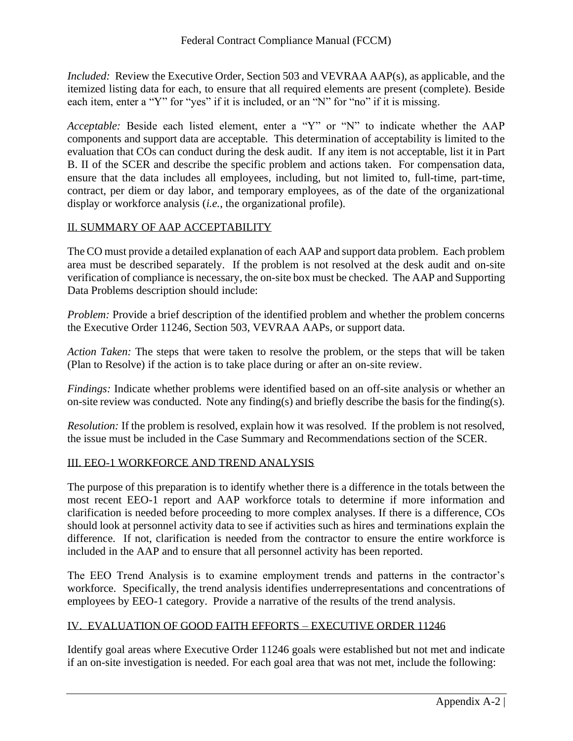*Included:* Review the Executive Order, Section 503 and VEVRAA AAP(s), as applicable, and the itemized listing data for each, to ensure that all required elements are present (complete). Beside each item, enter a "Y" for "yes" if it is included, or an "N" for "no" if it is missing.

*Acceptable:* Beside each listed element, enter a "Y" or "N" to indicate whether the AAP components and support data are acceptable. This determination of acceptability is limited to the evaluation that COs can conduct during the desk audit. If any item is not acceptable, list it in Part B. II of the SCER and describe the specific problem and actions taken. For compensation data, ensure that the data includes all employees, including, but not limited to, full-time, part-time, contract, per diem or day labor, and temporary employees, as of the date of the organizational display or workforce analysis (*i.e.,* the organizational profile).

## II. SUMMARY OF AAP ACCEPTABILITY

The CO must provide a detailed explanation of each AAP and support data problem. Each problem area must be described separately. If the problem is not resolved at the desk audit and on-site verification of compliance is necessary, the on-site box must be checked. The AAP and Supporting Data Problems description should include:

*Problem:* Provide a brief description of the identified problem and whether the problem concerns the Executive Order 11246, Section 503, VEVRAA AAPs, or support data.

*Action Taken:* The steps that were taken to resolve the problem, or the steps that will be taken (Plan to Resolve) if the action is to take place during or after an on-site review.

*Findings:* Indicate whether problems were identified based on an off-site analysis or whether an on-site review was conducted. Note any finding(s) and briefly describe the basis for the finding(s).

*Resolution:* If the problem is resolved, explain how it was resolved. If the problem is not resolved, the issue must be included in the Case Summary and Recommendations section of the SCER.

## III. EEO-1 WORKFORCE AND TREND ANALYSIS

The purpose of this preparation is to identify whether there is a difference in the totals between the most recent EEO-1 report and AAP workforce totals to determine if more information and clarification is needed before proceeding to more complex analyses. If there is a difference, COs should look at personnel activity data to see if activities such as hires and terminations explain the difference. If not, clarification is needed from the contractor to ensure the entire workforce is included in the AAP and to ensure that all personnel activity has been reported.

The EEO Trend Analysis is to examine employment trends and patterns in the contractor's workforce. Specifically, the trend analysis identifies underrepresentations and concentrations of employees by EEO-1 category. Provide a narrative of the results of the trend analysis.

## IV. EVALUATION OF GOOD FAITH EFFORTS – EXECUTIVE ORDER 11246

Identify goal areas where Executive Order 11246 goals were established but not met and indicate if an on-site investigation is needed. For each goal area that was not met, include the following: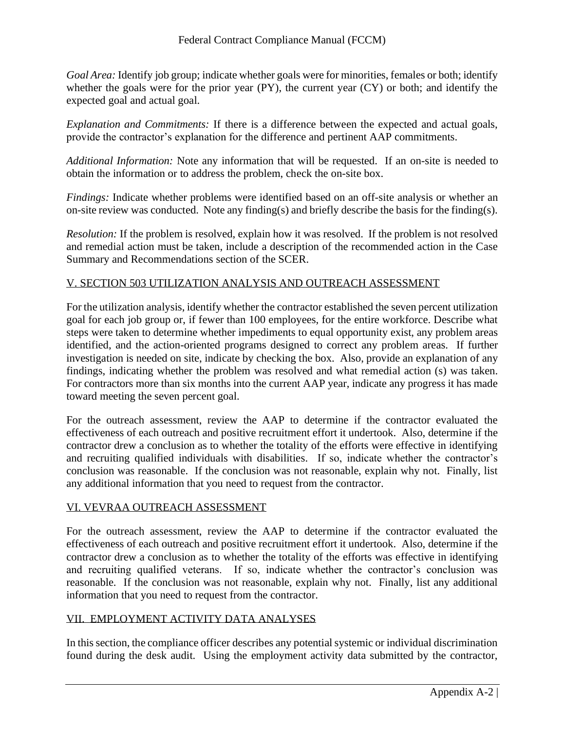*Goal Area:* Identify job group; indicate whether goals were for minorities, females or both; identify whether the goals were for the prior year (PY), the current year (CY) or both; and identify the expected goal and actual goal.

*Explanation and Commitments:* If there is a difference between the expected and actual goals, provide the contractor's explanation for the difference and pertinent AAP commitments.

*Additional Information:* Note any information that will be requested. If an on-site is needed to obtain the information or to address the problem, check the on-site box.

*Findings:* Indicate whether problems were identified based on an off-site analysis or whether an on-site review was conducted. Note any finding(s) and briefly describe the basis for the finding(s).

*Resolution:* If the problem is resolved, explain how it was resolved. If the problem is not resolved and remedial action must be taken, include a description of the recommended action in the Case Summary and Recommendations section of the SCER.

## V. SECTION 503 UTILIZATION ANALYSIS AND OUTREACH ASSESSMENT

For the utilization analysis, identify whether the contractor established the seven percent utilization goal for each job group or, if fewer than 100 employees, for the entire workforce. Describe what steps were taken to determine whether impediments to equal opportunity exist, any problem areas identified, and the action-oriented programs designed to correct any problem areas. If further investigation is needed on site, indicate by checking the box. Also, provide an explanation of any findings, indicating whether the problem was resolved and what remedial action (s) was taken. For contractors more than six months into the current AAP year, indicate any progress it has made toward meeting the seven percent goal.

For the outreach assessment, review the AAP to determine if the contractor evaluated the effectiveness of each outreach and positive recruitment effort it undertook. Also, determine if the contractor drew a conclusion as to whether the totality of the efforts were effective in identifying and recruiting qualified individuals with disabilities. If so, indicate whether the contractor's conclusion was reasonable. If the conclusion was not reasonable, explain why not. Finally, list any additional information that you need to request from the contractor.

## VI. VEVRAA OUTREACH ASSESSMENT

For the outreach assessment, review the AAP to determine if the contractor evaluated the effectiveness of each outreach and positive recruitment effort it undertook. Also, determine if the contractor drew a conclusion as to whether the totality of the efforts was effective in identifying and recruiting qualified veterans. If so, indicate whether the contractor's conclusion was reasonable. If the conclusion was not reasonable, explain why not. Finally, list any additional information that you need to request from the contractor.

## VII. EMPLOYMENT ACTIVITY DATA ANALYSES

In this section, the compliance officer describes any potential systemic or individual discrimination found during the desk audit. Using the employment activity data submitted by the contractor,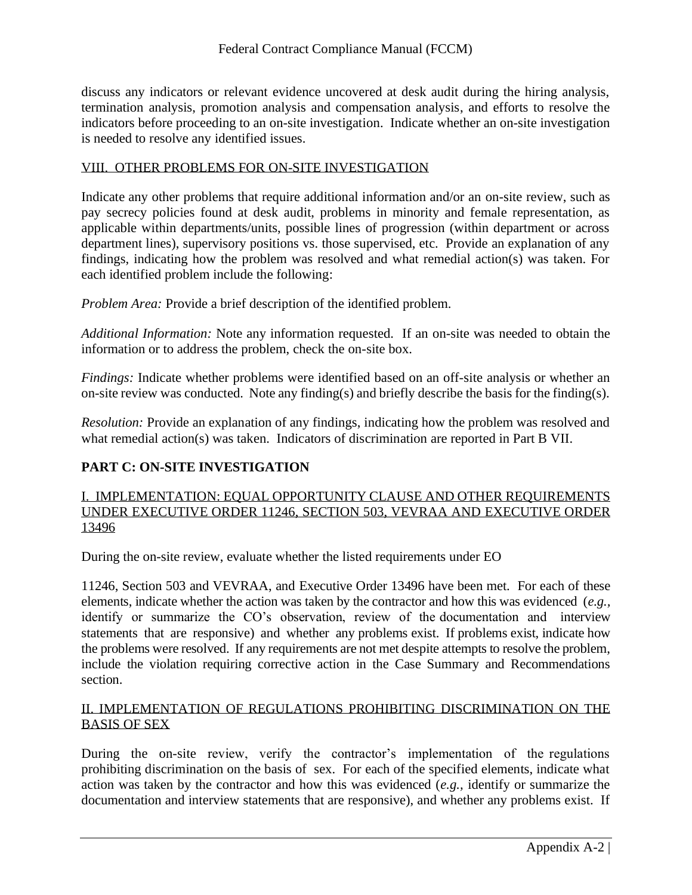discuss any indicators or relevant evidence uncovered at desk audit during the hiring analysis, termination analysis, promotion analysis and compensation analysis, and efforts to resolve the indicators before proceeding to an on-site investigation. Indicate whether an on-site investigation is needed to resolve any identified issues.

### VIII. OTHER PROBLEMS FOR ON-SITE INVESTIGATION

Indicate any other problems that require additional information and/or an on-site review, such as pay secrecy policies found at desk audit, problems in minority and female representation, as applicable within departments/units, possible lines of progression (within department or across department lines), supervisory positions vs. those supervised, etc. Provide an explanation of any findings, indicating how the problem was resolved and what remedial action(s) was taken. For each identified problem include the following:

*Problem Area:* Provide a brief description of the identified problem.

*Additional Information:* Note any information requested. If an on-site was needed to obtain the information or to address the problem, check the on-site box.

*Findings:* Indicate whether problems were identified based on an off-site analysis or whether an on-site review was conducted. Note any finding(s) and briefly describe the basis for the finding(s).

*Resolution:* Provide an explanation of any findings, indicating how the problem was resolved and what remedial action(s) was taken. Indicators of discrimination are reported in Part B VII.

## PART C: ON-SITE INVESTIGATION

### I. IMPLEMENTATION: EQUAL OPPORTUNITY CLAUSE AND OTHER REQUIREMENTS UNDER EXECUTIVE ORDER 11246, SECTION 503, VEVRAA AND EXECUTIVE ORDER 13496

During the on-site review, evaluate whether the listed requirements under EO

11246, Section 503 and VEVRAA, and Executive Order 13496 have been met. For each of these elements, indicate whether the action was taken by the contractor and how this was evidenced (*e.g.*, identify or summarize the CO's observation, review of the documentation and interview statements that are responsive) and whether any problems exist. If problems exist, indicate how the problems were resolved. If any requirements are not met despite attempts to resolve the problem, include the violation requiring corrective action in the Case Summary and Recommendations section.

### II. IMPLEMENTATION OF REGULATIONS PROHIBITING DISCRIMINATION ON THE BASIS OF SEX

During the on-site review, verify the contractor's implementation of the regulations prohibiting discrimination on the basis of sex. For each of the specified elements, indicate what action was taken by the contractor and how this was evidenced (*e.g.*, identify or summarize the documentation and interview statements that are responsive), and whether any problems exist. If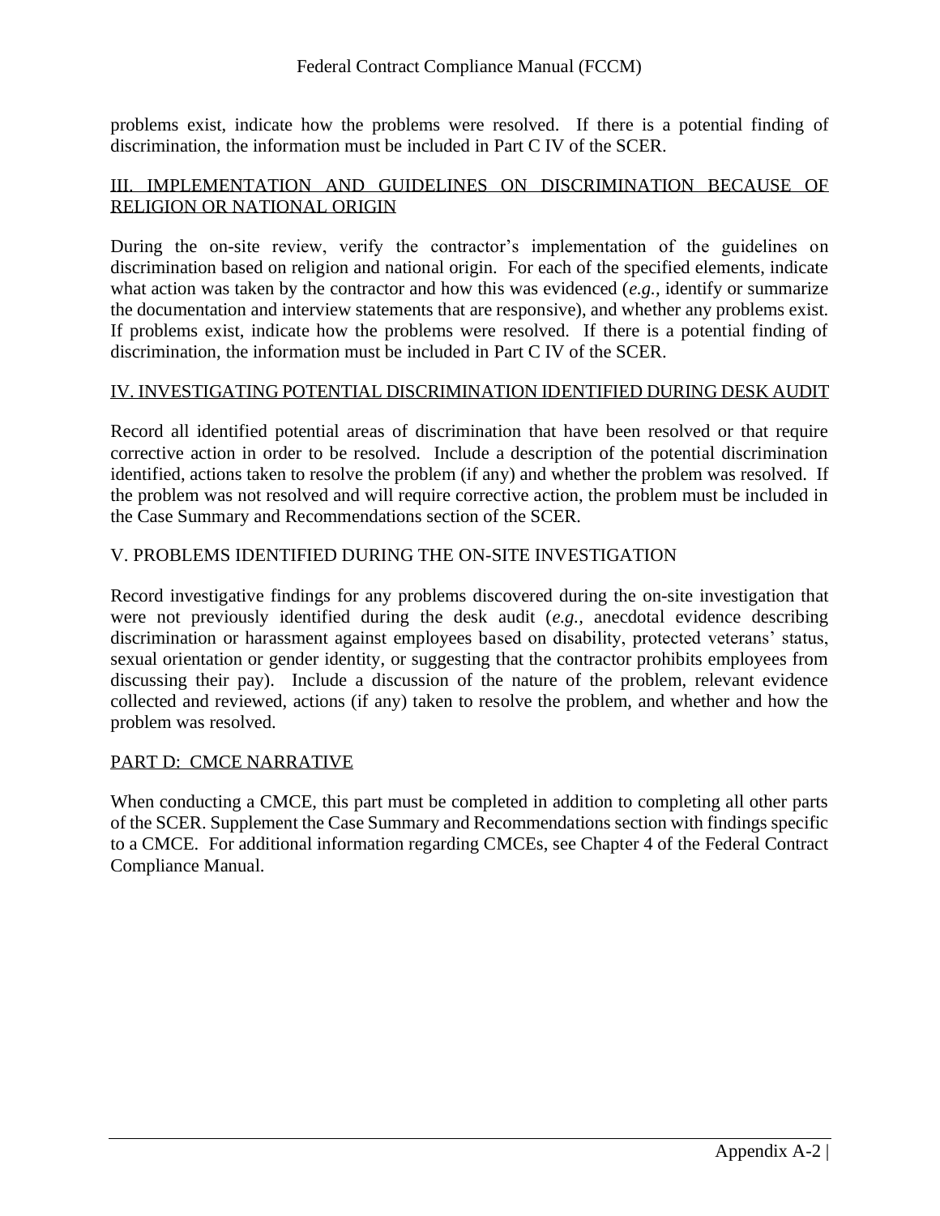problems exist, indicate how the problems were resolved. If there is a potential finding of discrimination, the information must be included in Part C IV of the SCER.

## III. IMPLEMENTATION AND GUIDELINES ON DISCRIMINATION BECAUSE OF RELIGION OR NATIONAL ORIGIN

During the on-site review, verify the contractor's implementation of the guidelines on discrimination based on religion and national origin. For each of the specified elements, indicate what action was taken by the contractor and how this was evidenced (*e.g.,* identify or summarize the documentation and interview statements that are responsive), and whether any problems exist. If problems exist, indicate how the problems were resolved. If there is a potential finding of discrimination, the information must be included in Part C IV of the SCER.

## IV. INVESTIGATING POTENTIAL DISCRIMINATION IDENTIFIED DURING DESK AUDIT

Record all identified potential areas of discrimination that have been resolved or that require corrective action in order to be resolved. Include a description of the potential discrimination identified, actions taken to resolve the problem (if any) and whether the problem was resolved. If the problem was not resolved and will require corrective action, the problem must be included in the Case Summary and Recommendations section of the SCER.

## V. PROBLEMS IDENTIFIED DURING THE ON-SITE INVESTIGATION

Record investigative findings for any problems discovered during the on-site investigation that were not previously identified during the desk audit (*e.g.,* anecdotal evidence describing discrimination or harassment against employees based on disability, protected veterans' status, sexual orientation or gender identity, or suggesting that the contractor prohibits employees from discussing their pay). Include a discussion of the nature of the problem, relevant evidence collected and reviewed, actions (if any) taken to resolve the problem, and whether and how the problem was resolved.

## PART D: CMCE NARRATIVE

When conducting a CMCE, this part must be completed in addition to completing all other parts of the SCER. Supplement the Case Summary and Recommendations section with findings specific to a CMCE. For additional information regarding CMCEs, see Chapter 4 of the Federal Contract Compliance Manual.